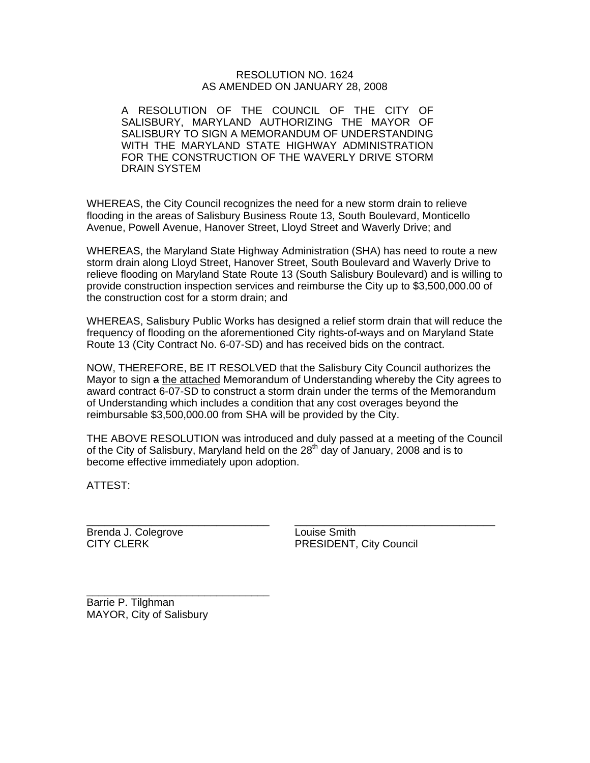RESOLUTION NO. 1624
AS AMENDED ON JANUARY 28, 2008

A RESOLUTION OF THE COUNCIL OF THE CITY OF SALISBURY, MARYLAND AUTHORIZING THE MAYOR OF SALISBURY TO SIGN A MEMORANDUM OF UNDERSTANDING WITH THE MARYLAND STATE HIGHWAY ADMINISTRATION FOR THE CONSTRUCTION OF THE WAVERLY DRIVE STORM DRAIN SYSTEM

WHEREAS, the City Council recognizes the need for a new storm drain to relieve flooding in the areas of Salisbury Business Route 13, South Boulevard, Monticello Avenue, Powell Avenue, Hanover Street, Lloyd Street and Waverly Drive; and

WHEREAS, the Maryland State Highway Administration (SHA) has need to route a new storm drain along Lloyd Street, Hanover Street, South Boulevard and Waverly Drive to relieve flooding on Maryland State Route 13 (South Salisbury Boulevard) and is willing to provide construction inspection services and reimburse the City up to $3,500,000.00 of the construction cost for a storm drain; and

WHEREAS, Salisbury Public Works has designed a relief storm drain that will reduce the frequency of flooding on the aforementioned City rights-of-ways and on Maryland State Route 13 (City Contract No. 6-07-SD) and has received bids on the contract.

NOW, THEREFORE, BE IT RESOLVED that the Salisbury City Council authorizes the Mayor to sign ~~a~~ <u>the attached</u> Memorandum of Understanding whereby the City agrees to award contract 6-07-SD to construct a storm drain under the terms of the Memorandum of Understanding which includes a condition that any cost overages beyond the reimbursable $3,500,000.00 from SHA will be provided by the City.

THE ABOVE RESOLUTION was introduced and duly passed at a meeting of the Council of the City of Salisbury, Maryland held on the 28th day of January, 2008 and is to become effective immediately upon adoption.

ATTEST:

| ______________________________ | ______________________________ |
|---|---|
| Brenda J. Colegrove | Louise Smith |
| CITY CLERK | PRESIDENT, City Council |

______________________________
Barrie P. Tilghman
MAYOR, City of Salisbury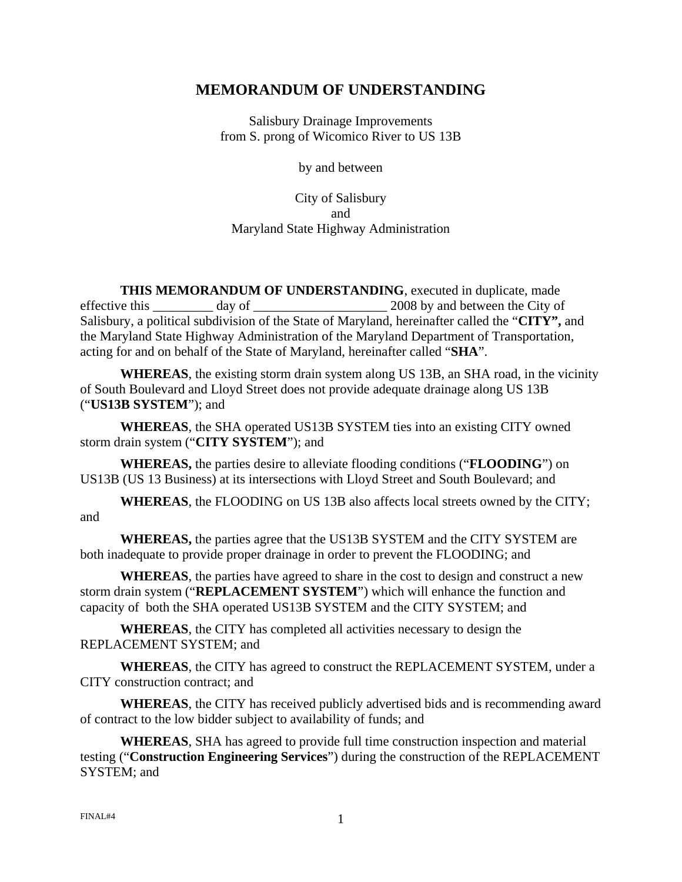# MEMORANDUM OF UNDERSTANDING

Salisbury Drainage Improvements
from S. prong of Wicomico River to US 13B

by and between

City of Salisbury
and
Maryland State Highway Administration

**THIS MEMORANDUM OF UNDERSTANDING**, executed in duplicate, made effective this _________ day of ____________________ 2008 by and between the City of Salisbury, a political subdivision of the State of Maryland, hereinafter called the "**CITY",** and the Maryland State Highway Administration of the Maryland Department of Transportation, acting for and on behalf of the State of Maryland, hereinafter called "**SHA**".

**WHEREAS**, the existing storm drain system along US 13B, an SHA road, in the vicinity of South Boulevard and Lloyd Street does not provide adequate drainage along US 13B ("**US13B SYSTEM**"); and

**WHEREAS**, the SHA operated US13B SYSTEM ties into an existing CITY owned storm drain system ("**CITY SYSTEM**"); and

**WHEREAS,** the parties desire to alleviate flooding conditions ("**FLOODING**") on US13B (US 13 Business) at its intersections with Lloyd Street and South Boulevard; and

**WHEREAS**, the FLOODING on US 13B also affects local streets owned by the CITY; and

**WHEREAS,** the parties agree that the US13B SYSTEM and the CITY SYSTEM are both inadequate to provide proper drainage in order to prevent the FLOODING; and

**WHEREAS**, the parties have agreed to share in the cost to design and construct a new storm drain system ("**REPLACEMENT SYSTEM**") which will enhance the function and capacity of both the SHA operated US13B SYSTEM and the CITY SYSTEM; and

**WHEREAS**, the CITY has completed all activities necessary to design the REPLACEMENT SYSTEM; and

**WHEREAS**, the CITY has agreed to construct the REPLACEMENT SYSTEM, under a CITY construction contract; and

**WHEREAS**, the CITY has received publicly advertised bids and is recommending award of contract to the low bidder subject to availability of funds; and

**WHEREAS**, SHA has agreed to provide full time construction inspection and material testing ("**Construction Engineering Services**") during the construction of the REPLACEMENT SYSTEM; and

FINAL#4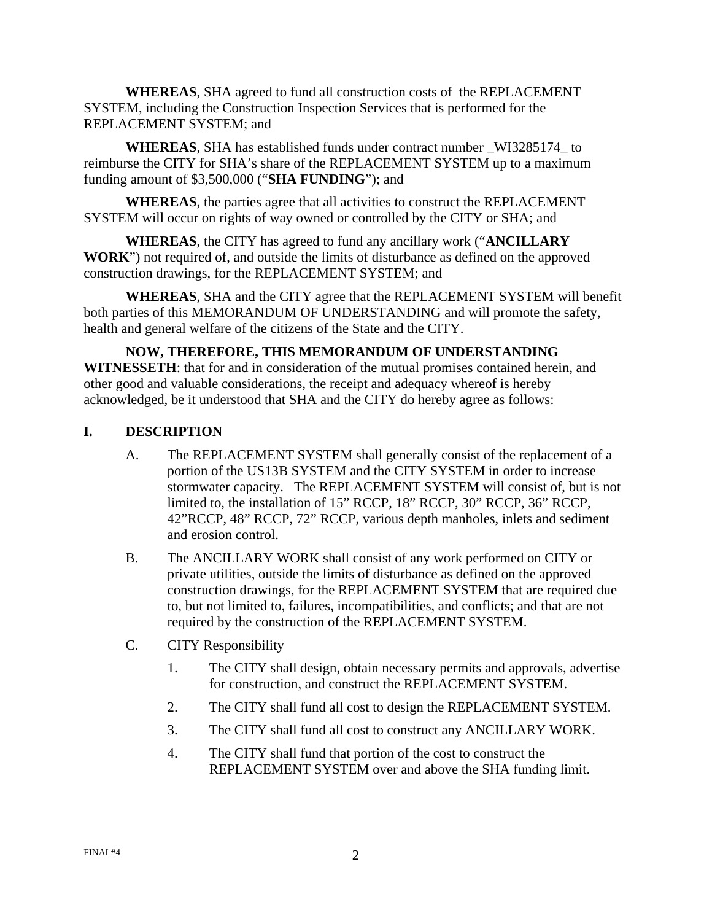**WHEREAS**, SHA agreed to fund all construction costs of the REPLACEMENT SYSTEM, including the Construction Inspection Services that is performed for the REPLACEMENT SYSTEM; and

**WHEREAS**, SHA has established funds under contract number _WI3285174_ to reimburse the CITY for SHA's share of the REPLACEMENT SYSTEM up to a maximum funding amount of $3,500,000 ("**SHA FUNDING**"); and

**WHEREAS**, the parties agree that all activities to construct the REPLACEMENT SYSTEM will occur on rights of way owned or controlled by the CITY or SHA; and

**WHEREAS**, the CITY has agreed to fund any ancillary work ("**ANCILLARY WORK**") not required of, and outside the limits of disturbance as defined on the approved construction drawings, for the REPLACEMENT SYSTEM; and

**WHEREAS**, SHA and the CITY agree that the REPLACEMENT SYSTEM will benefit both parties of this MEMORANDUM OF UNDERSTANDING and will promote the safety, health and general welfare of the citizens of the State and the CITY.

**NOW, THEREFORE, THIS MEMORANDUM OF UNDERSTANDING WITNESSETH**: that for and in consideration of the mutual promises contained herein, and other good and valuable considerations, the receipt and adequacy whereof is hereby acknowledged, be it understood that SHA and the CITY do hereby agree as follows:

## I. DESCRIPTION

A. The REPLACEMENT SYSTEM shall generally consist of the replacement of a portion of the US13B SYSTEM and the CITY SYSTEM in order to increase stormwater capacity. The REPLACEMENT SYSTEM will consist of, but is not limited to, the installation of 15" RCCP, 18" RCCP, 30" RCCP, 36" RCCP, 42"RCCP, 48" RCCP, 72" RCCP, various depth manholes, inlets and sediment and erosion control.

B. The ANCILLARY WORK shall consist of any work performed on CITY or private utilities, outside the limits of disturbance as defined on the approved construction drawings, for the REPLACEMENT SYSTEM that are required due to, but not limited to, failures, incompatibilities, and conflicts; and that are not required by the construction of the REPLACEMENT SYSTEM.

C. CITY Responsibility

1. The CITY shall design, obtain necessary permits and approvals, advertise for construction, and construct the REPLACEMENT SYSTEM.
2. The CITY shall fund all cost to design the REPLACEMENT SYSTEM.
3. The CITY shall fund all cost to construct any ANCILLARY WORK.
4. The CITY shall fund that portion of the cost to construct the REPLACEMENT SYSTEM over and above the SHA funding limit.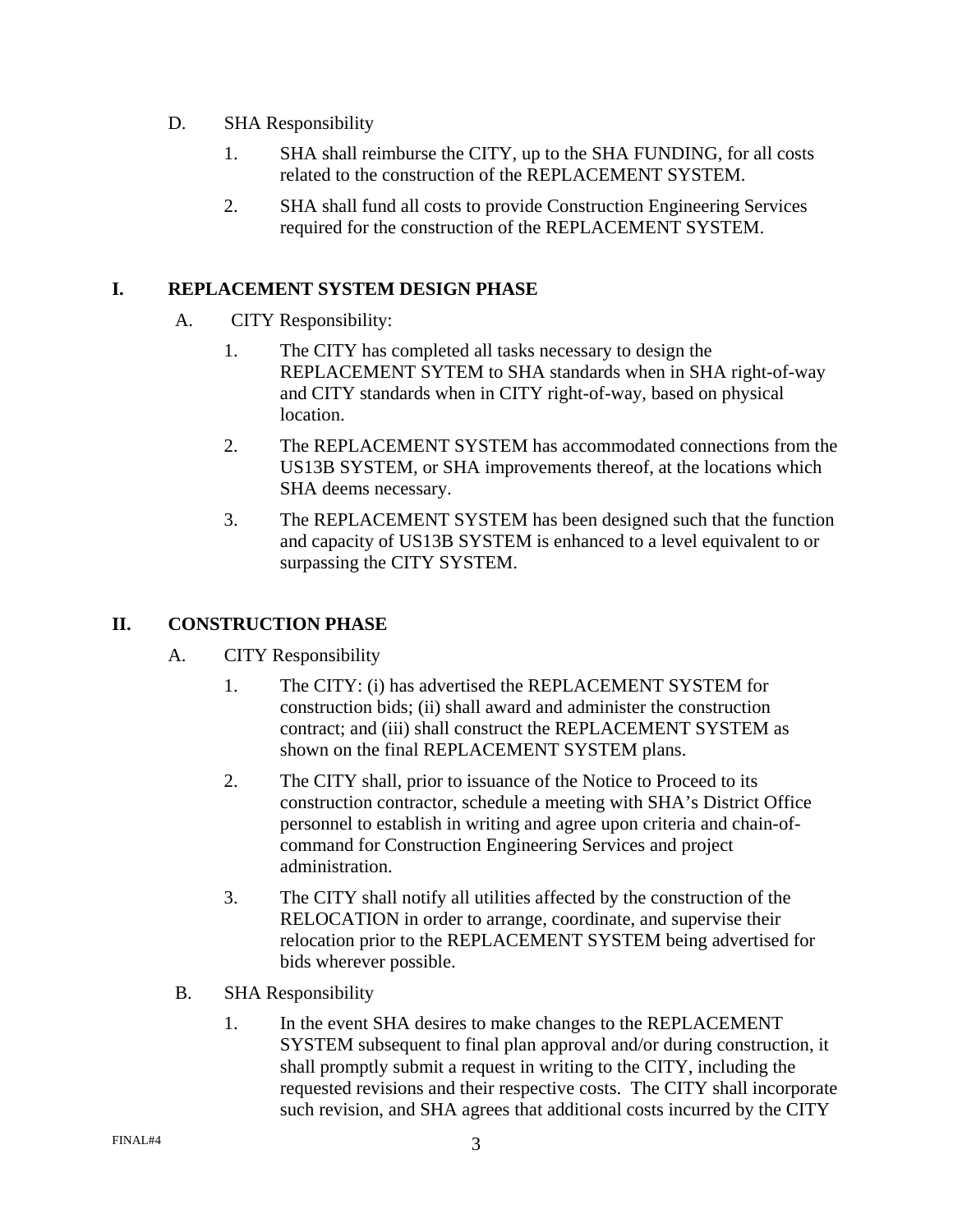D. SHA Responsibility

1. SHA shall reimburse the CITY, up to the SHA FUNDING, for all costs related to the construction of the REPLACEMENT SYSTEM.

2. SHA shall fund all costs to provide Construction Engineering Services required for the construction of the REPLACEMENT SYSTEM.

## I. REPLACEMENT SYSTEM DESIGN PHASE

A. CITY Responsibility:

1. The CITY has completed all tasks necessary to design the REPLACEMENT SYTEM to SHA standards when in SHA right-of-way and CITY standards when in CITY right-of-way, based on physical location.

2. The REPLACEMENT SYSTEM has accommodated connections from the US13B SYSTEM, or SHA improvements thereof, at the locations which SHA deems necessary.

3. The REPLACEMENT SYSTEM has been designed such that the function and capacity of US13B SYSTEM is enhanced to a level equivalent to or surpassing the CITY SYSTEM.

## II. CONSTRUCTION PHASE

A. CITY Responsibility

1. The CITY: (i) has advertised the REPLACEMENT SYSTEM for construction bids; (ii) shall award and administer the construction contract; and (iii) shall construct the REPLACEMENT SYSTEM as shown on the final REPLACEMENT SYSTEM plans.

2. The CITY shall, prior to issuance of the Notice to Proceed to its construction contractor, schedule a meeting with SHA's District Office personnel to establish in writing and agree upon criteria and chain-of-command for Construction Engineering Services and project administration.

3. The CITY shall notify all utilities affected by the construction of the RELOCATION in order to arrange, coordinate, and supervise their relocation prior to the REPLACEMENT SYSTEM being advertised for bids wherever possible.

B. SHA Responsibility

1. In the event SHA desires to make changes to the REPLACEMENT SYSTEM subsequent to final plan approval and/or during construction, it shall promptly submit a request in writing to the CITY, including the requested revisions and their respective costs. The CITY shall incorporate such revision, and SHA agrees that additional costs incurred by the CITY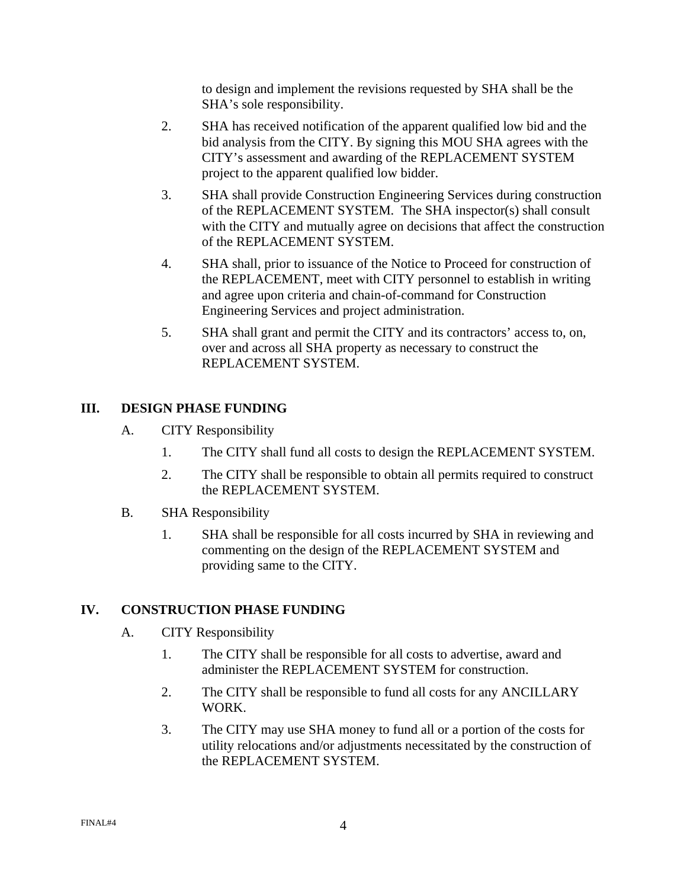to design and implement the revisions requested by SHA shall be the SHA's sole responsibility.

2. SHA has received notification of the apparent qualified low bid and the bid analysis from the CITY. By signing this MOU SHA agrees with the CITY's assessment and awarding of the REPLACEMENT SYSTEM project to the apparent qualified low bidder.

3. SHA shall provide Construction Engineering Services during construction of the REPLACEMENT SYSTEM. The SHA inspector(s) shall consult with the CITY and mutually agree on decisions that affect the construction of the REPLACEMENT SYSTEM.

4. SHA shall, prior to issuance of the Notice to Proceed for construction of the REPLACEMENT, meet with CITY personnel to establish in writing and agree upon criteria and chain-of-command for Construction Engineering Services and project administration.

5. SHA shall grant and permit the CITY and its contractors' access to, on, over and across all SHA property as necessary to construct the REPLACEMENT SYSTEM.

## III. DESIGN PHASE FUNDING

A. CITY Responsibility

1. The CITY shall fund all costs to design the REPLACEMENT SYSTEM.

2. The CITY shall be responsible to obtain all permits required to construct the REPLACEMENT SYSTEM.

B. SHA Responsibility

1. SHA shall be responsible for all costs incurred by SHA in reviewing and commenting on the design of the REPLACEMENT SYSTEM and providing same to the CITY.

## IV. CONSTRUCTION PHASE FUNDING

A. CITY Responsibility

1. The CITY shall be responsible for all costs to advertise, award and administer the REPLACEMENT SYSTEM for construction.

2. The CITY shall be responsible to fund all costs for any ANCILLARY WORK.

3. The CITY may use SHA money to fund all or a portion of the costs for utility relocations and/or adjustments necessitated by the construction of the REPLACEMENT SYSTEM.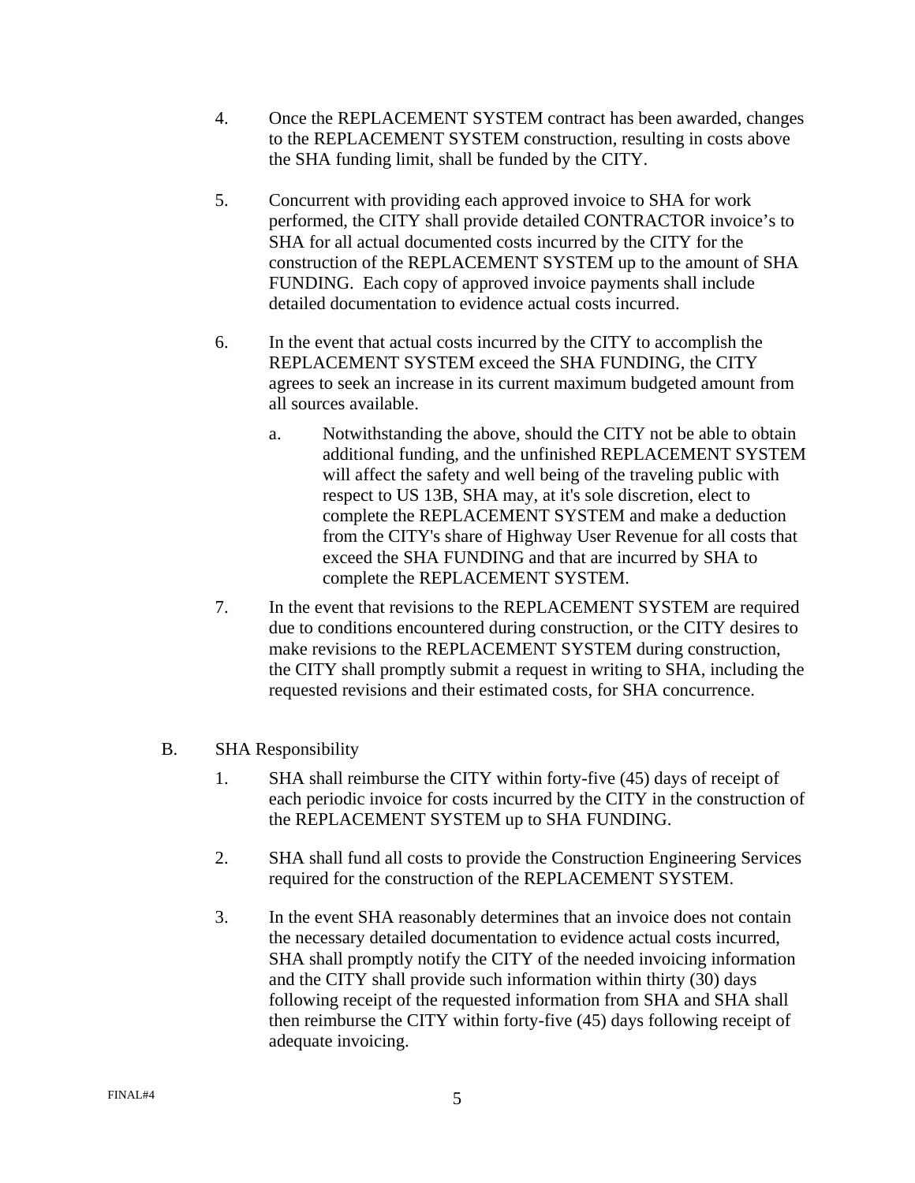4. Once the REPLACEMENT SYSTEM contract has been awarded, changes to the REPLACEMENT SYSTEM construction, resulting in costs above the SHA funding limit, shall be funded by the CITY.

5. Concurrent with providing each approved invoice to SHA for work performed, the CITY shall provide detailed CONTRACTOR invoice's to SHA for all actual documented costs incurred by the CITY for the construction of the REPLACEMENT SYSTEM up to the amount of SHA FUNDING. Each copy of approved invoice payments shall include detailed documentation to evidence actual costs incurred.

6. In the event that actual costs incurred by the CITY to accomplish the REPLACEMENT SYSTEM exceed the SHA FUNDING, the CITY agrees to seek an increase in its current maximum budgeted amount from all sources available.

   a. Notwithstanding the above, should the CITY not be able to obtain additional funding, and the unfinished REPLACEMENT SYSTEM will affect the safety and well being of the traveling public with respect to US 13B, SHA may, at it's sole discretion, elect to complete the REPLACEMENT SYSTEM and make a deduction from the CITY's share of Highway User Revenue for all costs that exceed the SHA FUNDING and that are incurred by SHA to complete the REPLACEMENT SYSTEM.

7. In the event that revisions to the REPLACEMENT SYSTEM are required due to conditions encountered during construction, or the CITY desires to make revisions to the REPLACEMENT SYSTEM during construction, the CITY shall promptly submit a request in writing to SHA, including the requested revisions and their estimated costs, for SHA concurrence.

B. SHA Responsibility

1. SHA shall reimburse the CITY within forty-five (45) days of receipt of each periodic invoice for costs incurred by the CITY in the construction of the REPLACEMENT SYSTEM up to SHA FUNDING.

2. SHA shall fund all costs to provide the Construction Engineering Services required for the construction of the REPLACEMENT SYSTEM.

3. In the event SHA reasonably determines that an invoice does not contain the necessary detailed documentation to evidence actual costs incurred, SHA shall promptly notify the CITY of the needed invoicing information and the CITY shall provide such information within thirty (30) days following receipt of the requested information from SHA and SHA shall then reimburse the CITY within forty-five (45) days following receipt of adequate invoicing.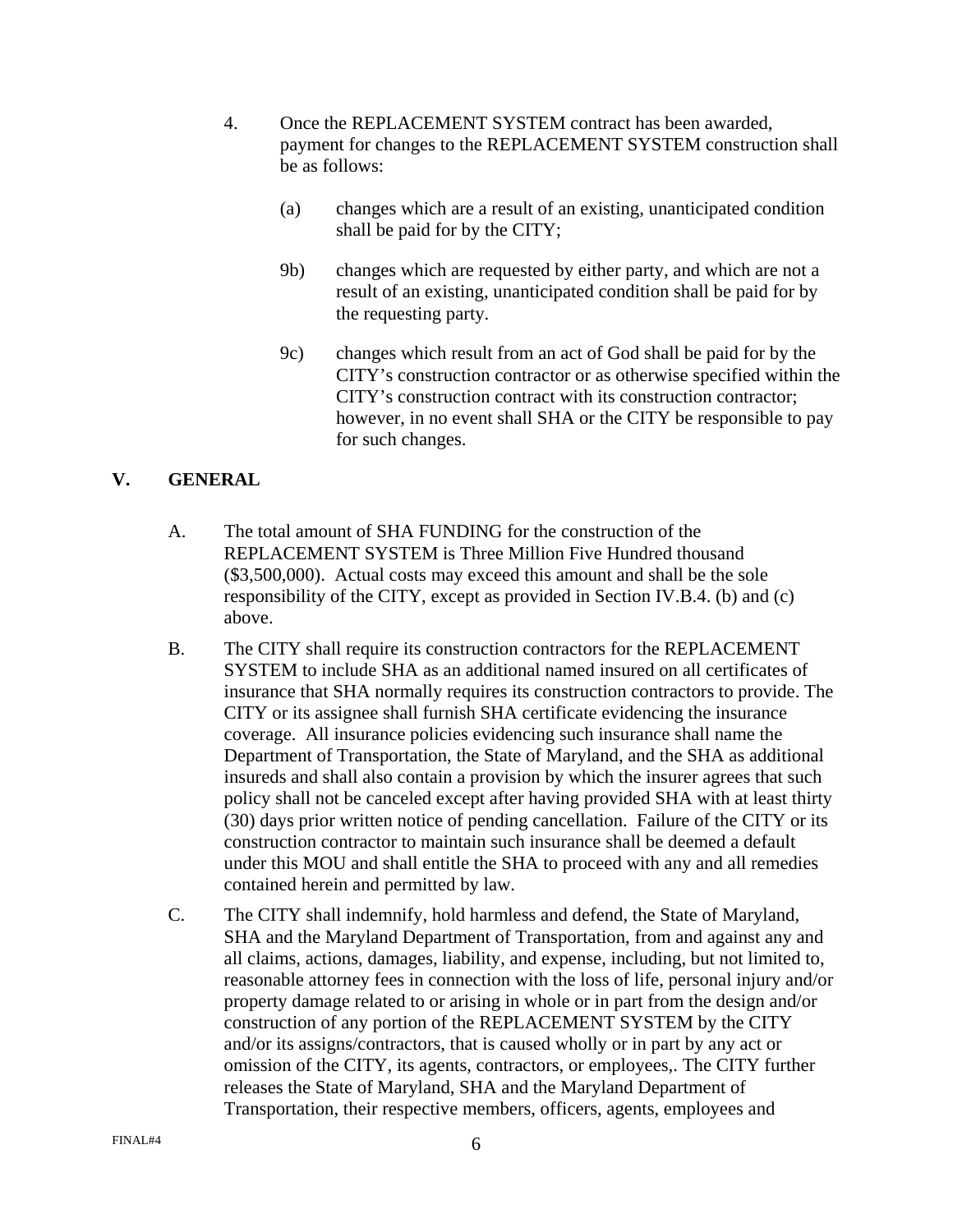4. Once the REPLACEMENT SYSTEM contract has been awarded, payment for changes to the REPLACEMENT SYSTEM construction shall be as follows:

   (a) changes which are a result of an existing, unanticipated condition shall be paid for by the CITY;

   9b) changes which are requested by either party, and which are not a result of an existing, unanticipated condition shall be paid for by the requesting party.

   9c) changes which result from an act of God shall be paid for by the CITY's construction contractor or as otherwise specified within the CITY's construction contract with its construction contractor; however, in no event shall SHA or the CITY be responsible to pay for such changes.

## V. GENERAL

A. The total amount of SHA FUNDING for the construction of the REPLACEMENT SYSTEM is Three Million Five Hundred thousand ($3,500,000). Actual costs may exceed this amount and shall be the sole responsibility of the CITY, except as provided in Section IV.B.4. (b) and (c) above.

B. The CITY shall require its construction contractors for the REPLACEMENT SYSTEM to include SHA as an additional named insured on all certificates of insurance that SHA normally requires its construction contractors to provide. The CITY or its assignee shall furnish SHA certificate evidencing the insurance coverage. All insurance policies evidencing such insurance shall name the Department of Transportation, the State of Maryland, and the SHA as additional insureds and shall also contain a provision by which the insurer agrees that such policy shall not be canceled except after having provided SHA with at least thirty (30) days prior written notice of pending cancellation. Failure of the CITY or its construction contractor to maintain such insurance shall be deemed a default under this MOU and shall entitle the SHA to proceed with any and all remedies contained herein and permitted by law.

C. The CITY shall indemnify, hold harmless and defend, the State of Maryland, SHA and the Maryland Department of Transportation, from and against any and all claims, actions, damages, liability, and expense, including, but not limited to, reasonable attorney fees in connection with the loss of life, personal injury and/or property damage related to or arising in whole or in part from the design and/or construction of any portion of the REPLACEMENT SYSTEM by the CITY and/or its assigns/contractors, that is caused wholly or in part by any act or omission of the CITY, its agents, contractors, or employees,. The CITY further releases the State of Maryland, SHA and the Maryland Department of Transportation, their respective members, officers, agents, employees and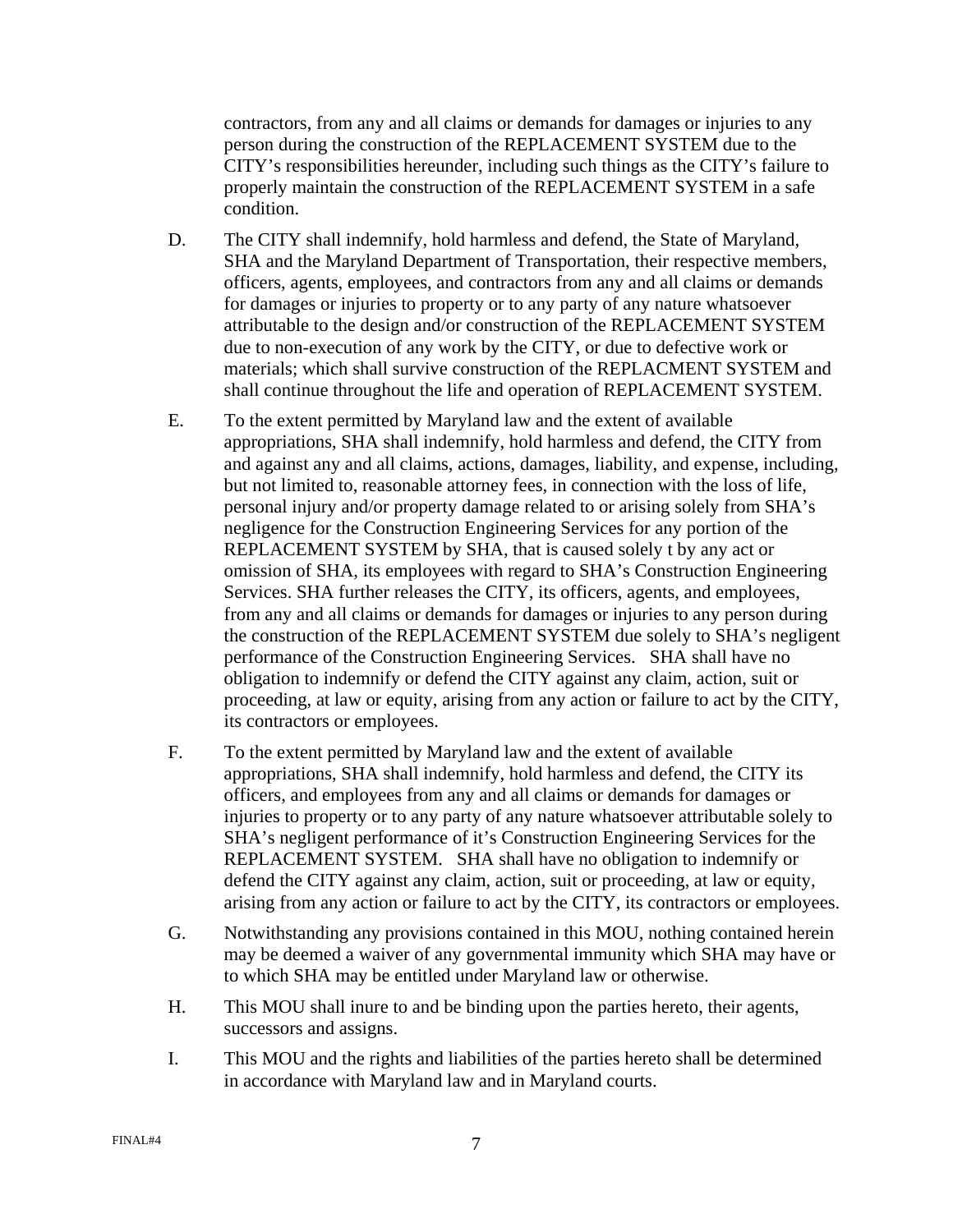contractors, from any and all claims or demands for damages or injuries to any person during the construction of the REPLACEMENT SYSTEM due to the CITY's responsibilities hereunder, including such things as the CITY's failure to properly maintain the construction of the REPLACEMENT SYSTEM in a safe condition.

D. The CITY shall indemnify, hold harmless and defend, the State of Maryland, SHA and the Maryland Department of Transportation, their respective members, officers, agents, employees, and contractors from any and all claims or demands for damages or injuries to property or to any party of any nature whatsoever attributable to the design and/or construction of the REPLACEMENT SYSTEM due to non-execution of any work by the CITY, or due to defective work or materials; which shall survive construction of the REPLACMENT SYSTEM and shall continue throughout the life and operation of REPLACEMENT SYSTEM.

E. To the extent permitted by Maryland law and the extent of available appropriations, SHA shall indemnify, hold harmless and defend, the CITY from and against any and all claims, actions, damages, liability, and expense, including, but not limited to, reasonable attorney fees, in connection with the loss of life, personal injury and/or property damage related to or arising solely from SHA's negligence for the Construction Engineering Services for any portion of the REPLACEMENT SYSTEM by SHA, that is caused solely t by any act or omission of SHA, its employees with regard to SHA's Construction Engineering Services. SHA further releases the CITY, its officers, agents, and employees, from any and all claims or demands for damages or injuries to any person during the construction of the REPLACEMENT SYSTEM due solely to SHA's negligent performance of the Construction Engineering Services. SHA shall have no obligation to indemnify or defend the CITY against any claim, action, suit or proceeding, at law or equity, arising from any action or failure to act by the CITY, its contractors or employees.

F. To the extent permitted by Maryland law and the extent of available appropriations, SHA shall indemnify, hold harmless and defend, the CITY its officers, and employees from any and all claims or demands for damages or injuries to property or to any party of any nature whatsoever attributable solely to SHA's negligent performance of it's Construction Engineering Services for the REPLACEMENT SYSTEM. SHA shall have no obligation to indemnify or defend the CITY against any claim, action, suit or proceeding, at law or equity, arising from any action or failure to act by the CITY, its contractors or employees.

G. Notwithstanding any provisions contained in this MOU, nothing contained herein may be deemed a waiver of any governmental immunity which SHA may have or to which SHA may be entitled under Maryland law or otherwise.

H. This MOU shall inure to and be binding upon the parties hereto, their agents, successors and assigns.

I. This MOU and the rights and liabilities of the parties hereto shall be determined in accordance with Maryland law and in Maryland courts.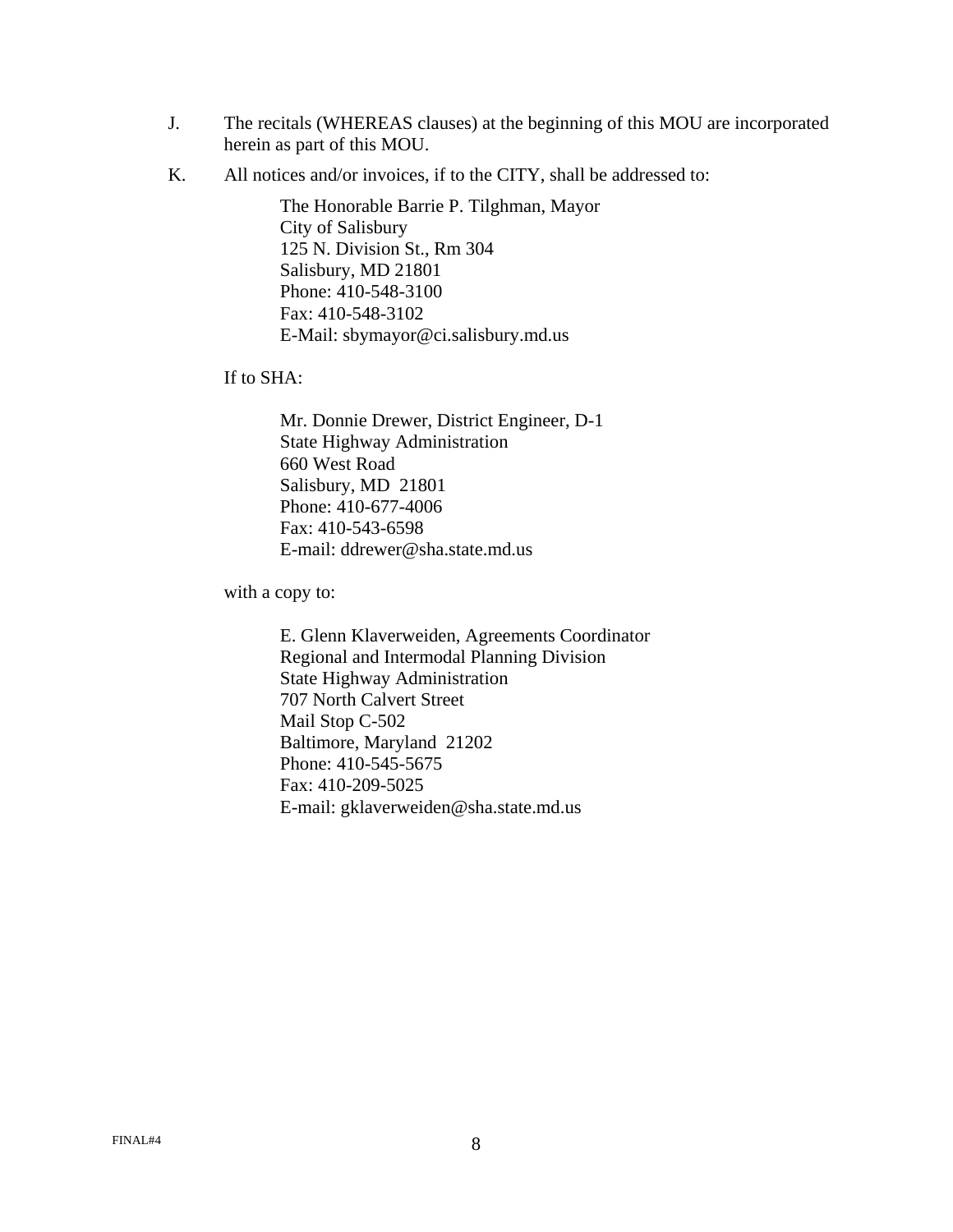J. The recitals (WHEREAS clauses) at the beginning of this MOU are incorporated herein as part of this MOU.

K. All notices and/or invoices, if to the CITY, shall be addressed to:

> The Honorable Barrie P. Tilghman, Mayor
> City of Salisbury
> 125 N. Division St., Rm 304
> Salisbury, MD 21801
> Phone: 410-548-3100
> Fax: 410-548-3102
> E-Mail: sbymayor@ci.salisbury.md.us

If to SHA:

> Mr. Donnie Drewer, District Engineer, D-1
> State Highway Administration
> 660 West Road
> Salisbury, MD 21801
> Phone: 410-677-4006
> Fax: 410-543-6598
> E-mail: ddrewer@sha.state.md.us

with a copy to:

> E. Glenn Klaverweiden, Agreements Coordinator
> Regional and Intermodal Planning Division
> State Highway Administration
> 707 North Calvert Street
> Mail Stop C-502
> Baltimore, Maryland 21202
> Phone: 410-545-5675
> Fax: 410-209-5025
> E-mail: gklaverweiden@sha.state.md.us

FINAL#4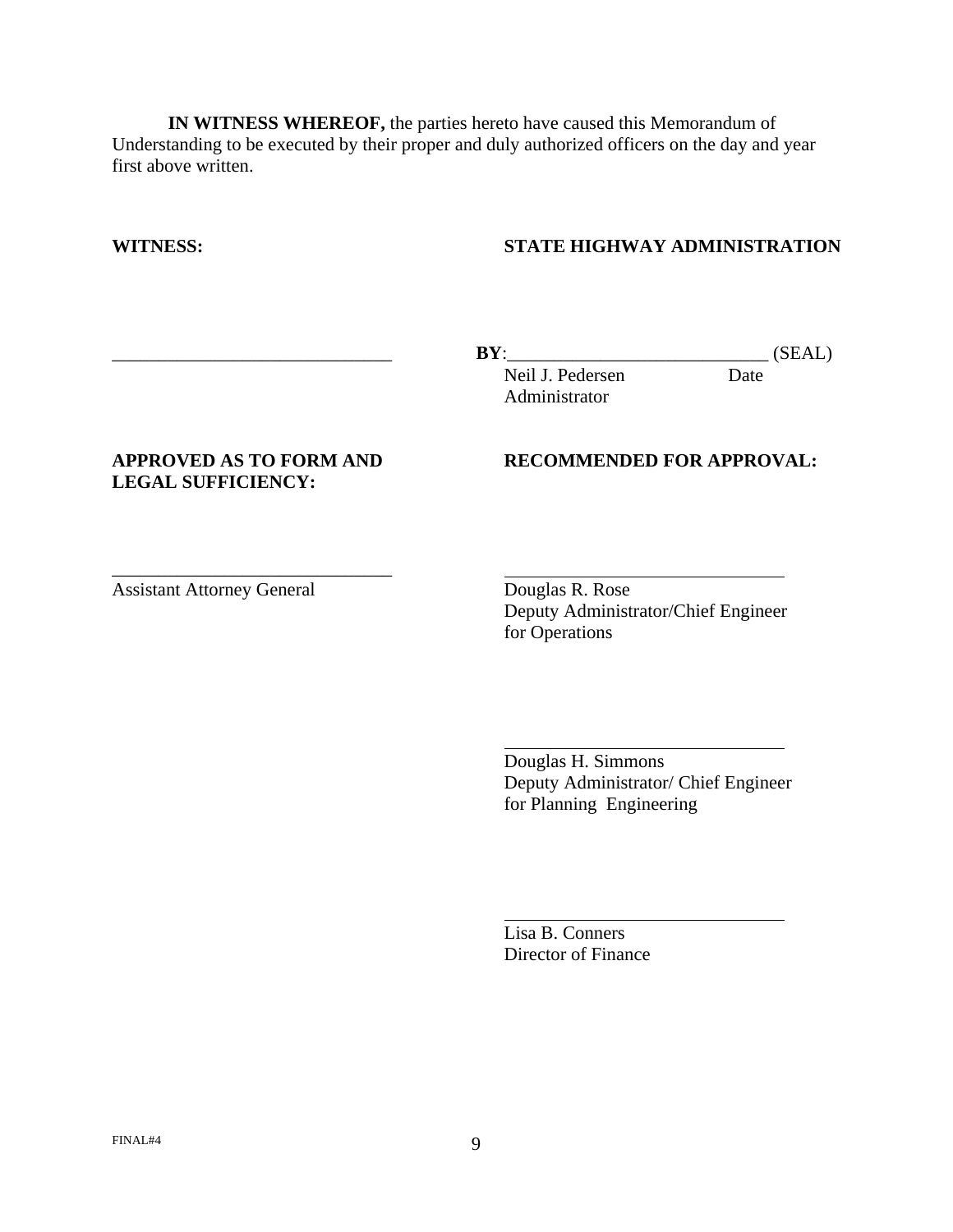**IN WITNESS WHEREOF,** the parties hereto have caused this Memorandum of Understanding to be executed by their proper and duly authorized officers on the day and year first above written.

| **WITNESS:** | **STATE HIGHWAY ADMINISTRATION** |
|---|---|
| ______________________________ | **BY**:____________________________ (SEAL)<br>Neil J. Pedersen Date<br>Administrator |
| **APPROVED AS TO FORM AND LEGAL SUFFICIENCY:** | **RECOMMENDED FOR APPROVAL:** |
| ______________________________<br>Assistant Attorney General | ______________________________<br>Douglas R. Rose<br>Deputy Administrator/Chief Engineer for Operations |
| | ______________________________<br>Douglas H. Simmons<br>Deputy Administrator/ Chief Engineer for Planning Engineering |
| | ______________________________<br>Lisa B. Conners<br>Director of Finance |

FINAL#4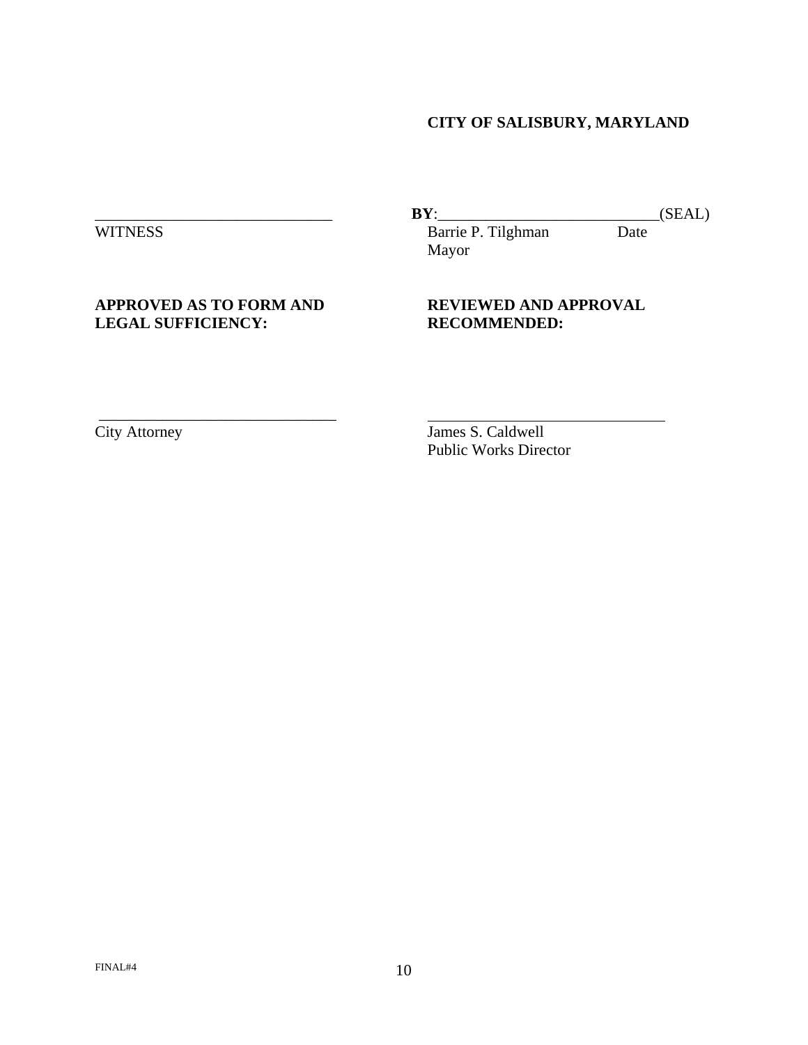**CITY OF SALISBURY, MARYLAND**

______________________________ **BY**:____________________________(SEAL)

WITNESS Barrie P. Tilghman Date

Mayor

**APPROVED AS TO FORM AND LEGAL SUFFICIENCY:**

______________________________

City Attorney

**REVIEWED AND APPROVAL RECOMMENDED:**

______________________________

James S. Caldwell

Public Works Director

FINAL#4